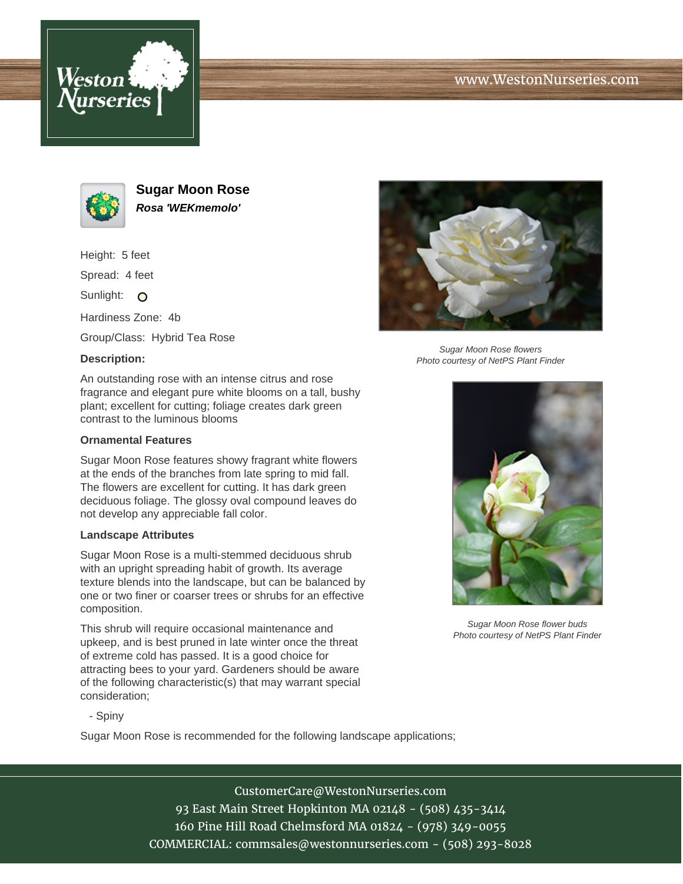# Sugar Moon Rose

***Rosa 'WEKmemolo'***

Height: 5 feet

Spread: 4 feet

Sunlight: O

Hardiness Zone: 4b

Group/Class: Hybrid Tea Rose

**Description:**

An outstanding rose with an intense citrus and rose fragrance and elegant pure white blooms on a tall, bushy plant; excellent for cutting; foliage creates dark green contrast to the luminous blooms

**Ornamental Features**

Sugar Moon Rose features showy fragrant white flowers at the ends of the branches from late spring to mid fall. The flowers are excellent for cutting. It has dark green deciduous foliage. The glossy oval compound leaves do not develop any appreciable fall color.

**Landscape Attributes**

Sugar Moon Rose is a multi-stemmed deciduous shrub with an upright spreading habit of growth. Its average texture blends into the landscape, but can be balanced by one or two finer or coarser trees or shrubs for an effective composition.

This shrub will require occasional maintenance and upkeep, and is best pruned in late winter once the threat of extreme cold has passed. It is a good choice for attracting bees to your yard. Gardeners should be aware of the following characteristic(s) that may warrant special consideration;

- Spiny

Sugar Moon Rose is recommended for the following landscape applications;

*Sugar Moon Rose flowers*
*Photo courtesy of NetPS Plant Finder*

*Sugar Moon Rose flower buds*
*Photo courtesy of NetPS Plant Finder*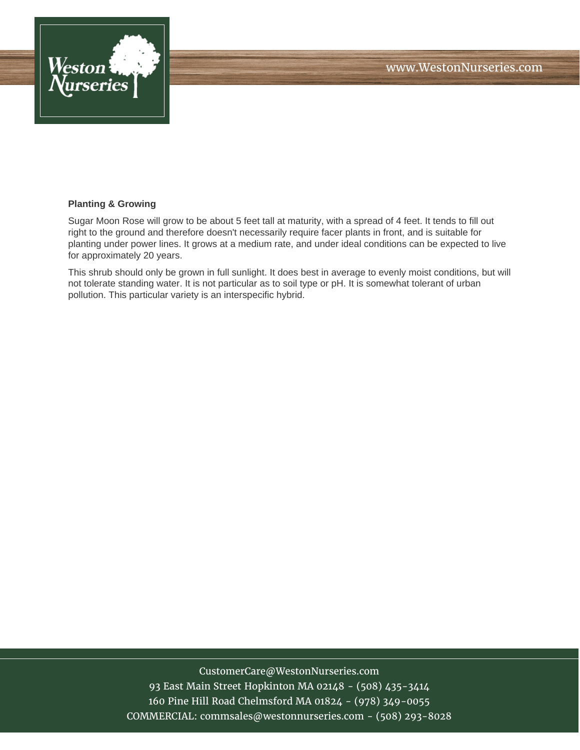**Planting & Growing**

Sugar Moon Rose will grow to be about 5 feet tall at maturity, with a spread of 4 feet. It tends to fill out right to the ground and therefore doesn't necessarily require facer plants in front, and is suitable for planting under power lines. It grows at a medium rate, and under ideal conditions can be expected to live for approximately 20 years.

This shrub should only be grown in full sunlight. It does best in average to evenly moist conditions, but will not tolerate standing water. It is not particular as to soil type or pH. It is somewhat tolerant of urban pollution. This particular variety is an interspecific hybrid.